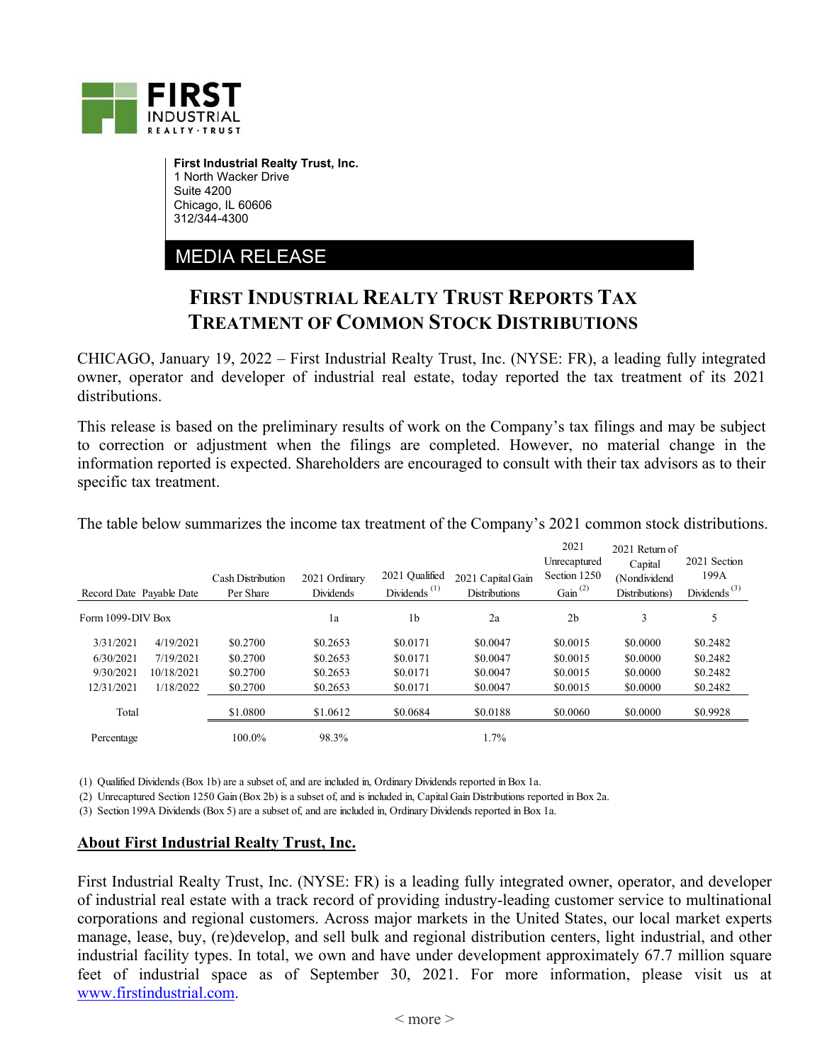**First Industrial Realty Trust, Inc.**
1 North Wacker Drive
Suite 4200
Chicago, IL 60606
312/344-4300

MEDIA RELEASE

# First Industrial Realty Trust Reports Tax Treatment of Common Stock Distributions

CHICAGO, January 19, 2022 – First Industrial Realty Trust, Inc. (NYSE: FR), a leading fully integrated owner, operator and developer of industrial real estate, today reported the tax treatment of its 2021 distributions.

This release is based on the preliminary results of work on the Company's tax filings and may be subject to correction or adjustment when the filings are completed. However, no material change in the information reported is expected. Shareholders are encouraged to consult with their tax advisors as to their specific tax treatment.

The table below summarizes the income tax treatment of the Company's 2021 common stock distributions.

| Record Date | Payable Date | Cash Distribution Per Share | 2021 Ordinary Dividends | 2021 Qualified Dividends (1) | 2021 Capital Gain Distributions | 2021 Unrecaptured Section 1250 Gain (2) | 2021 Return of Capital (Nondividend Distributions) | 2021 Section 199A Dividends (3) |
|---|---|---|---|---|---|---|---|---|
| Form 1099-DIV Box | | | 1a | 1b | 2a | 2b | 3 | 5 |
| 3/31/2021 | 4/19/2021 | $0.2700 | $0.2653 | $0.0171 | $0.0047 | $0.0015 | $0.0000 | $0.2482 |
| 6/30/2021 | 7/19/2021 | $0.2700 | $0.2653 | $0.0171 | $0.0047 | $0.0015 | $0.0000 | $0.2482 |
| 9/30/2021 | 10/18/2021 | $0.2700 | $0.2653 | $0.0171 | $0.0047 | $0.0015 | $0.0000 | $0.2482 |
| 12/31/2021 | 1/18/2022 | $0.2700 | $0.2653 | $0.0171 | $0.0047 | $0.0015 | $0.0000 | $0.2482 |
| Total | | $1.0800 | $1.0612 | $0.0684 | $0.0188 | $0.0060 | $0.0000 | $0.9928 |
| Percentage | | 100.0% | 98.3% | | 1.7% | | | |

(1) Qualified Dividends (Box 1b) are a subset of, and are included in, Ordinary Dividends reported in Box 1a.
(2) Unrecaptured Section 1250 Gain (Box 2b) is a subset of, and is included in, Capital Gain Distributions reported in Box 2a.
(3) Section 199A Dividends (Box 5) are a subset of, and are included in, Ordinary Dividends reported in Box 1a.

## About First Industrial Realty Trust, Inc.

First Industrial Realty Trust, Inc. (NYSE: FR) is a leading fully integrated owner, operator, and developer of industrial real estate with a track record of providing industry-leading customer service to multinational corporations and regional customers. Across major markets in the United States, our local market experts manage, lease, buy, (re)develop, and sell bulk and regional distribution centers, light industrial, and other industrial facility types. In total, we own and have under development approximately 67.7 million square feet of industrial space as of September 30, 2021. For more information, please visit us at www.firstindustrial.com.

< more >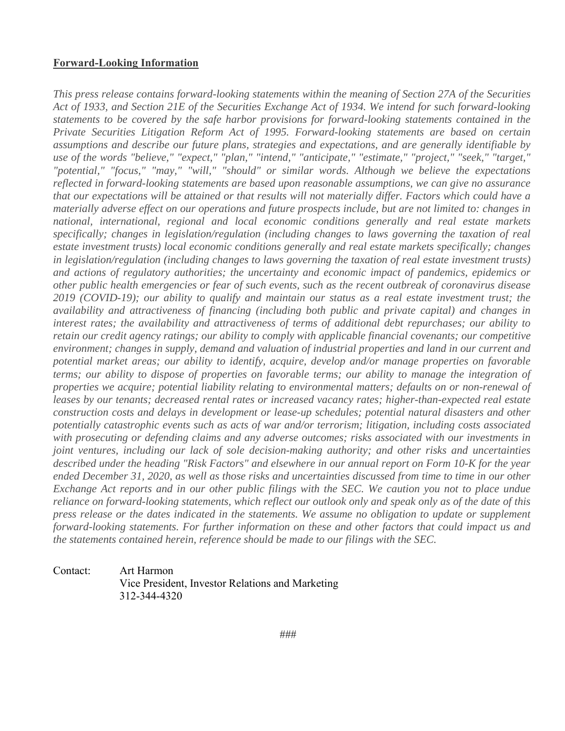## Forward-Looking Information

*This press release contains forward-looking statements within the meaning of Section 27A of the Securities Act of 1933, and Section 21E of the Securities Exchange Act of 1934. We intend for such forward-looking statements to be covered by the safe harbor provisions for forward-looking statements contained in the Private Securities Litigation Reform Act of 1995. Forward-looking statements are based on certain assumptions and describe our future plans, strategies and expectations, and are generally identifiable by use of the words "believe," "expect," "plan," "intend," "anticipate," "estimate," "project," "seek," "target," "potential," "focus," "may," "will," "should" or similar words. Although we believe the expectations reflected in forward-looking statements are based upon reasonable assumptions, we can give no assurance that our expectations will be attained or that results will not materially differ. Factors which could have a materially adverse effect on our operations and future prospects include, but are not limited to: changes in national, international, regional and local economic conditions generally and real estate markets specifically; changes in legislation/regulation (including changes to laws governing the taxation of real estate investment trusts) local economic conditions generally and real estate markets specifically; changes in legislation/regulation (including changes to laws governing the taxation of real estate investment trusts) and actions of regulatory authorities; the uncertainty and economic impact of pandemics, epidemics or other public health emergencies or fear of such events, such as the recent outbreak of coronavirus disease 2019 (COVID-19); our ability to qualify and maintain our status as a real estate investment trust; the availability and attractiveness of financing (including both public and private capital) and changes in interest rates; the availability and attractiveness of terms of additional debt repurchases; our ability to retain our credit agency ratings; our ability to comply with applicable financial covenants; our competitive environment; changes in supply, demand and valuation of industrial properties and land in our current and potential market areas; our ability to identify, acquire, develop and/or manage properties on favorable terms; our ability to dispose of properties on favorable terms; our ability to manage the integration of properties we acquire; potential liability relating to environmental matters; defaults on or non-renewal of leases by our tenants; decreased rental rates or increased vacancy rates; higher-than-expected real estate construction costs and delays in development or lease-up schedules; potential natural disasters and other potentially catastrophic events such as acts of war and/or terrorism; litigation, including costs associated with prosecuting or defending claims and any adverse outcomes; risks associated with our investments in joint ventures, including our lack of sole decision-making authority; and other risks and uncertainties described under the heading "Risk Factors" and elsewhere in our annual report on Form 10-K for the year ended December 31, 2020, as well as those risks and uncertainties discussed from time to time in our other Exchange Act reports and in our other public filings with the SEC. We caution you not to place undue reliance on forward-looking statements, which reflect our outlook only and speak only as of the date of this press release or the dates indicated in the statements. We assume no obligation to update or supplement forward-looking statements. For further information on these and other factors that could impact us and the statements contained herein, reference should be made to our filings with the SEC.*

Contact: Art Harmon
Vice President, Investor Relations and Marketing
312-344-4320

###